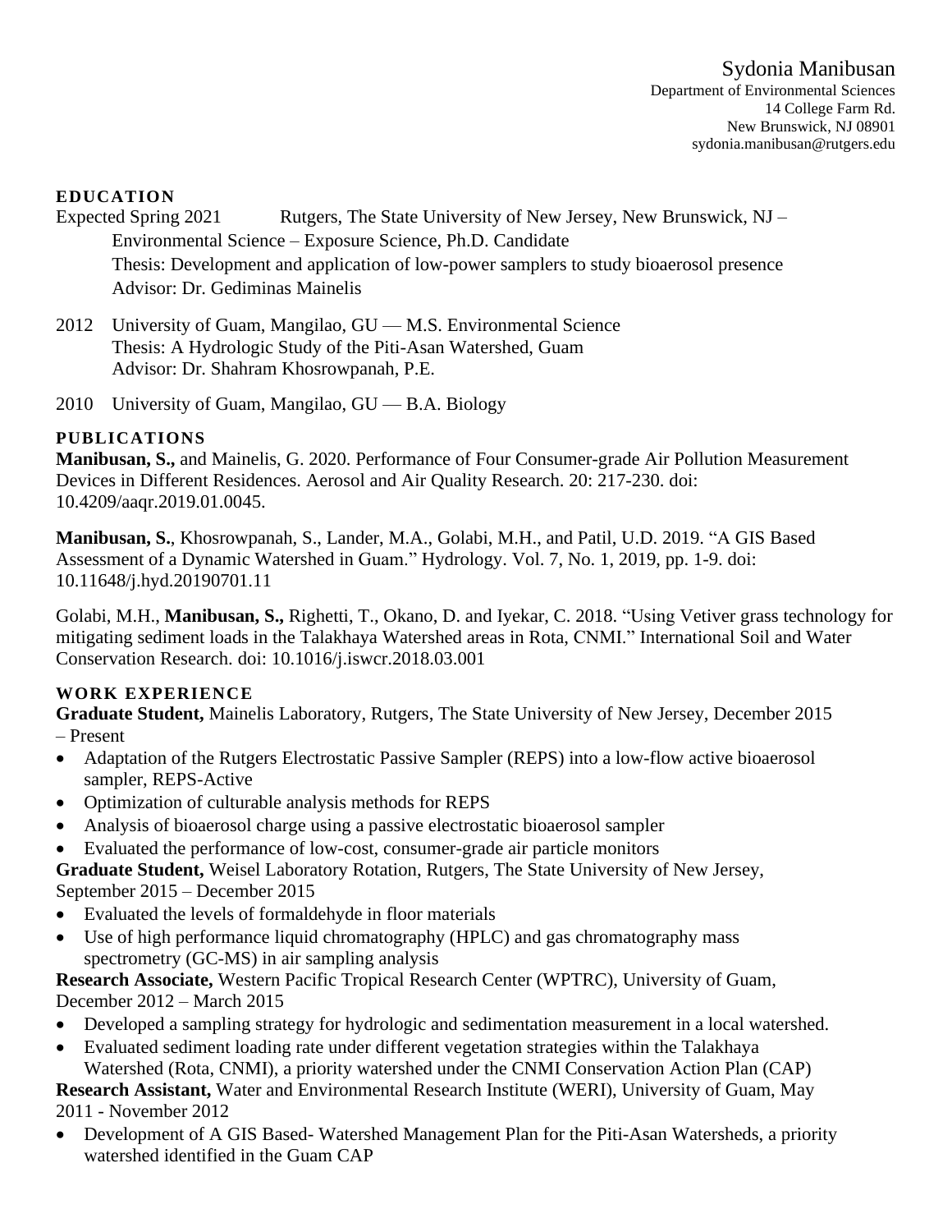Sydonia Manibusan
Department of Environmental Sciences
14 College Farm Rd.
New Brunswick, NJ 08901
sydonia.manibusan@rutgers.edu

## EDUCATION

Expected Spring 2021 Rutgers, The State University of New Jersey, New Brunswick, NJ –
Environmental Science – Exposure Science, Ph.D. Candidate
Thesis: Development and application of low-power samplers to study bioaerosol presence
Advisor: Dr. Gediminas Mainelis

2012 University of Guam, Mangilao, GU — M.S. Environmental Science
Thesis: A Hydrologic Study of the Piti-Asan Watershed, Guam
Advisor: Dr. Shahram Khosrowpanah, P.E.

2010 University of Guam, Mangilao, GU — B.A. Biology

## PUBLICATIONS

**Manibusan, S.,** and Mainelis, G. 2020. Performance of Four Consumer-grade Air Pollution Measurement Devices in Different Residences. Aerosol and Air Quality Research. 20: 217-230. doi: 10.4209/aaqr.2019.01.0045.

**Manibusan, S.**, Khosrowpanah, S., Lander, M.A., Golabi, M.H., and Patil, U.D. 2019. "A GIS Based Assessment of a Dynamic Watershed in Guam." Hydrology. Vol. 7, No. 1, 2019, pp. 1-9. doi: 10.11648/j.hyd.20190701.11

Golabi, M.H., **Manibusan, S.,** Righetti, T., Okano, D. and Iyekar, C. 2018. "Using Vetiver grass technology for mitigating sediment loads in the Talakhaya Watershed areas in Rota, CNMI." International Soil and Water Conservation Research. doi: 10.1016/j.iswcr.2018.03.001

## WORK EXPERIENCE

**Graduate Student,** Mainelis Laboratory, Rutgers, The State University of New Jersey, December 2015 – Present

- Adaptation of the Rutgers Electrostatic Passive Sampler (REPS) into a low-flow active bioaerosol sampler, REPS-Active
- Optimization of culturable analysis methods for REPS
- Analysis of bioaerosol charge using a passive electrostatic bioaerosol sampler
- Evaluated the performance of low-cost, consumer-grade air particle monitors

**Graduate Student,** Weisel Laboratory Rotation, Rutgers, The State University of New Jersey, September 2015 – December 2015

- Evaluated the levels of formaldehyde in floor materials
- Use of high performance liquid chromatography (HPLC) and gas chromatography mass spectrometry (GC-MS) in air sampling analysis

**Research Associate,** Western Pacific Tropical Research Center (WPTRC), University of Guam, December 2012 – March 2015

- Developed a sampling strategy for hydrologic and sedimentation measurement in a local watershed.
- Evaluated sediment loading rate under different vegetation strategies within the Talakhaya Watershed (Rota, CNMI), a priority watershed under the CNMI Conservation Action Plan (CAP)

**Research Assistant,** Water and Environmental Research Institute (WERI), University of Guam, May 2011 - November 2012

- Development of A GIS Based- Watershed Management Plan for the Piti-Asan Watersheds, a priority watershed identified in the Guam CAP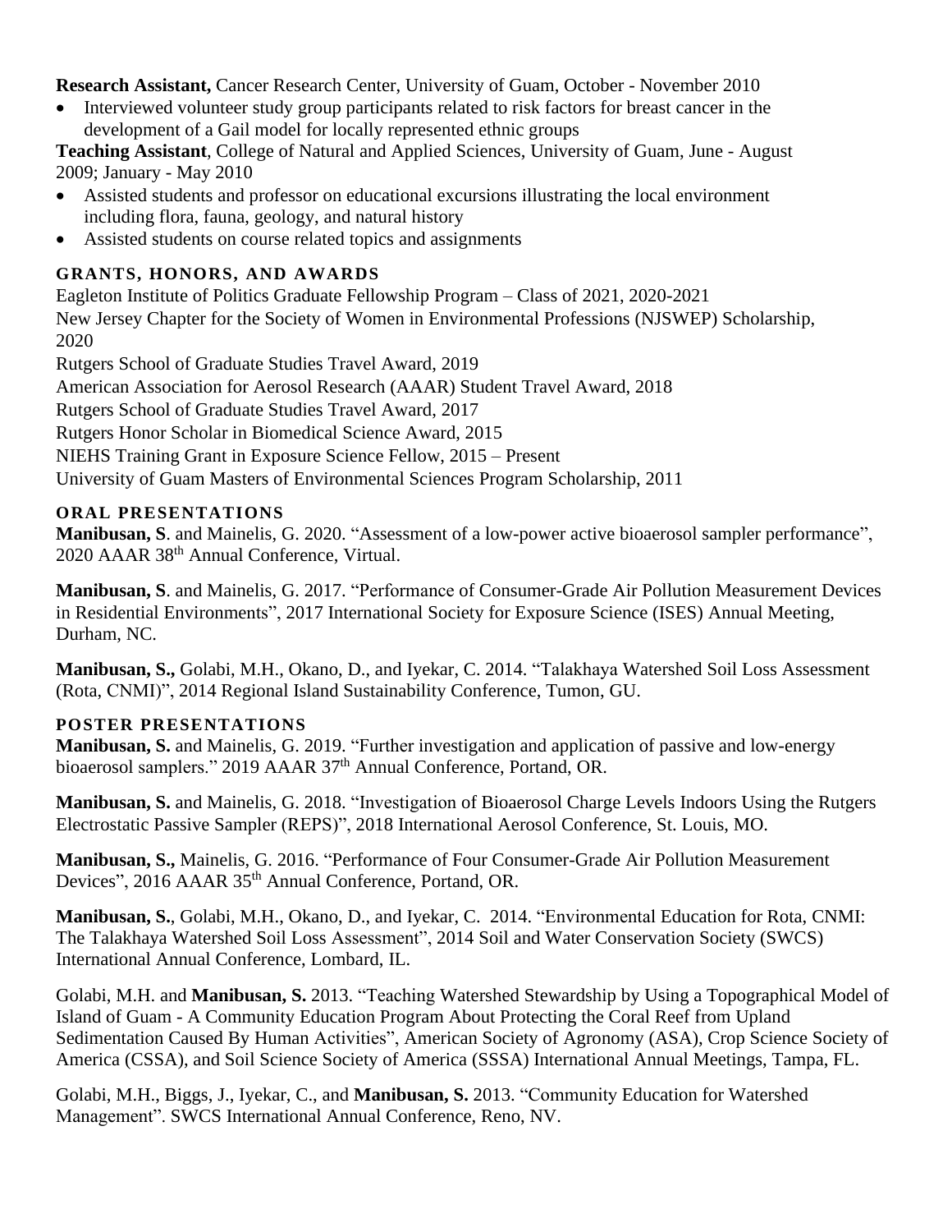**Research Assistant,** Cancer Research Center, University of Guam, October - November 2010

- Interviewed volunteer study group participants related to risk factors for breast cancer in the development of a Gail model for locally represented ethnic groups

**Teaching Assistant**, College of Natural and Applied Sciences, University of Guam, June - August 2009; January - May 2010

- Assisted students and professor on educational excursions illustrating the local environment including flora, fauna, geology, and natural history
- Assisted students on course related topics and assignments

## GRANTS, HONORS, AND AWARDS

Eagleton Institute of Politics Graduate Fellowship Program – Class of 2021, 2020-2021

New Jersey Chapter for the Society of Women in Environmental Professions (NJSWEP) Scholarship, 2020

Rutgers School of Graduate Studies Travel Award, 2019

American Association for Aerosol Research (AAAR) Student Travel Award, 2018

Rutgers School of Graduate Studies Travel Award, 2017

Rutgers Honor Scholar in Biomedical Science Award, 2015

NIEHS Training Grant in Exposure Science Fellow, 2015 – Present

University of Guam Masters of Environmental Sciences Program Scholarship, 2011

## ORAL PRESENTATIONS

**Manibusan, S**. and Mainelis, G. 2020. "Assessment of a low-power active bioaerosol sampler performance", 2020 AAAR 38th Annual Conference, Virtual.

**Manibusan, S**. and Mainelis, G. 2017. "Performance of Consumer-Grade Air Pollution Measurement Devices in Residential Environments", 2017 International Society for Exposure Science (ISES) Annual Meeting, Durham, NC.

**Manibusan, S.,** Golabi, M.H., Okano, D., and Iyekar, C. 2014. "Talakhaya Watershed Soil Loss Assessment (Rota, CNMI)", 2014 Regional Island Sustainability Conference, Tumon, GU.

## POSTER PRESENTATIONS

**Manibusan, S.** and Mainelis, G. 2019. "Further investigation and application of passive and low-energy bioaerosol samplers." 2019 AAAR 37th Annual Conference, Portand, OR.

**Manibusan, S.** and Mainelis, G. 2018. "Investigation of Bioaerosol Charge Levels Indoors Using the Rutgers Electrostatic Passive Sampler (REPS)", 2018 International Aerosol Conference, St. Louis, MO.

**Manibusan, S.,** Mainelis, G. 2016. "Performance of Four Consumer-Grade Air Pollution Measurement Devices", 2016 AAAR 35th Annual Conference, Portand, OR.

**Manibusan, S.**, Golabi, M.H., Okano, D., and Iyekar, C. 2014. "Environmental Education for Rota, CNMI: The Talakhaya Watershed Soil Loss Assessment", 2014 Soil and Water Conservation Society (SWCS) International Annual Conference, Lombard, IL.

Golabi, M.H. and **Manibusan, S.** 2013. "Teaching Watershed Stewardship by Using a Topographical Model of Island of Guam - A Community Education Program About Protecting the Coral Reef from Upland Sedimentation Caused By Human Activities", American Society of Agronomy (ASA), Crop Science Society of America (CSSA), and Soil Science Society of America (SSSA) International Annual Meetings, Tampa, FL.

Golabi, M.H., Biggs, J., Iyekar, C., and **Manibusan, S.** 2013. "Community Education for Watershed Management". SWCS International Annual Conference, Reno, NV.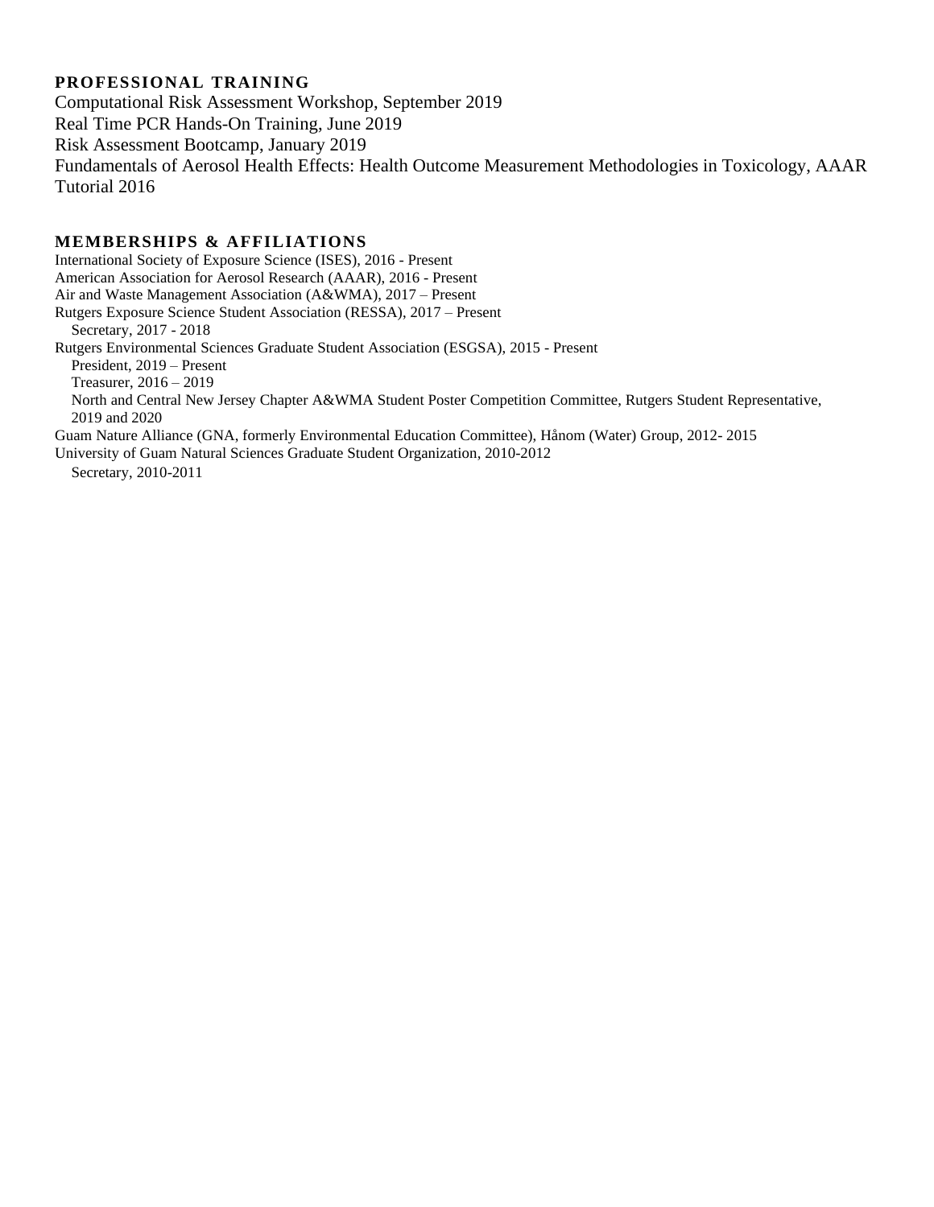## PROFESSIONAL TRAINING

Computational Risk Assessment Workshop, September 2019
Real Time PCR Hands-On Training, June 2019
Risk Assessment Bootcamp, January 2019
Fundamentals of Aerosol Health Effects: Health Outcome Measurement Methodologies in Toxicology, AAAR Tutorial 2016

## MEMBERSHIPS & AFFILIATIONS

International Society of Exposure Science (ISES), 2016 - Present
American Association for Aerosol Research (AAAR), 2016 - Present
Air and Waste Management Association (A&WMA), 2017 – Present
Rutgers Exposure Science Student Association (RESSA), 2017 – Present
  Secretary, 2017 - 2018
Rutgers Environmental Sciences Graduate Student Association (ESGSA), 2015 - Present
  President, 2019 – Present
  Treasurer, 2016 – 2019
  North and Central New Jersey Chapter A&WMA Student Poster Competition Committee, Rutgers Student Representative, 2019 and 2020
Guam Nature Alliance (GNA, formerly Environmental Education Committee), Hånom (Water) Group, 2012- 2015
University of Guam Natural Sciences Graduate Student Organization, 2010-2012
  Secretary, 2010-2011